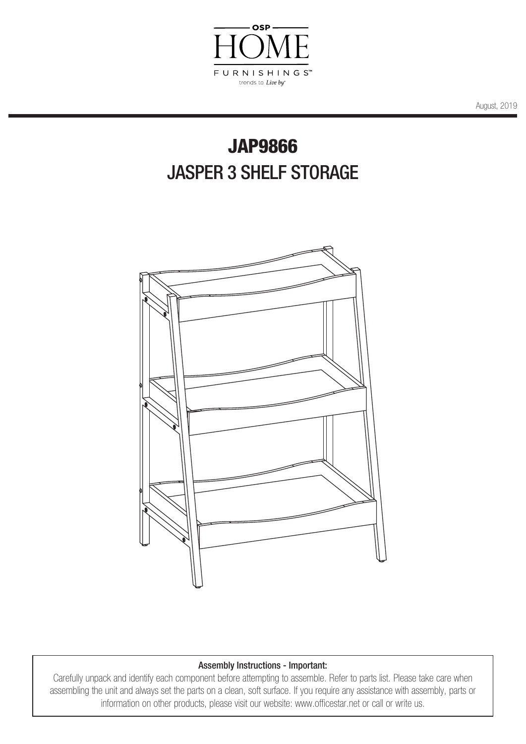OSP HOME FURNISHINGS™

trends to *Live by*®

August, 2019

# JAP9866

# JASPER 3 SHELF STORAGE

**Assembly Instructions - Important:**

Carefully unpack and identify each component before attempting to assemble. Refer to parts list. Please take care when assembling the unit and always set the parts on a clean, soft surface. If you require any assistance with assembly, parts or information on other products, please visit our website: www.officestar.net or call or write us.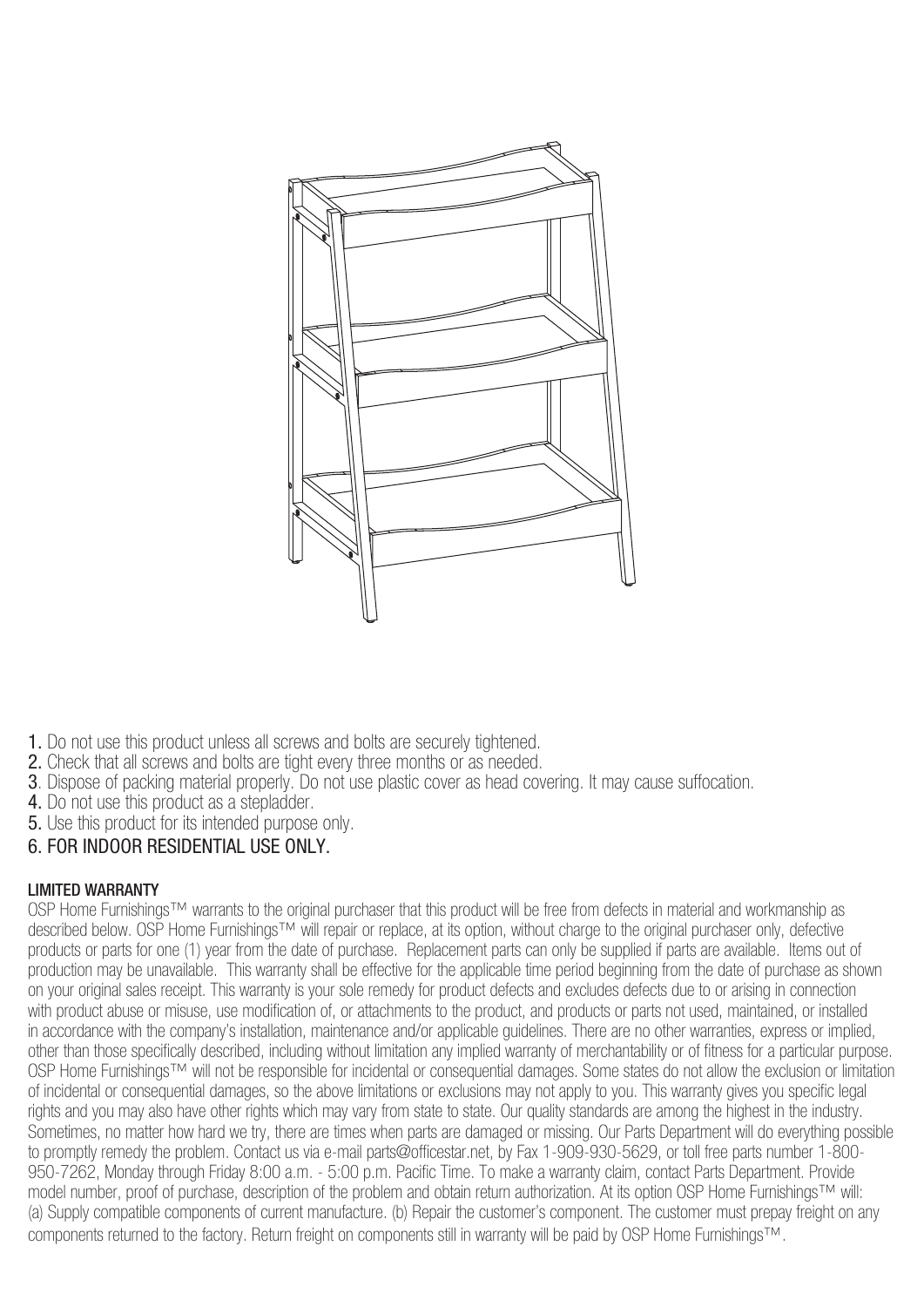1. Do not use this product unless all screws and bolts are securely tightened.
2. Check that all screws and bolts are tight every three months or as needed.
3. Dispose of packing material properly. Do not use plastic cover as head covering. It may cause suffocation.
4. Do not use this product as a stepladder.
5. Use this product for its intended purpose only.
6. FOR INDOOR RESIDENTIAL USE ONLY.

**LIMITED WARRANTY**

OSP Home Furnishings™ warrants to the original purchaser that this product will be free from defects in material and workmanship as described below. OSP Home Furnishings™ will repair or replace, at its option, without charge to the original purchaser only, defective products or parts for one (1) year from the date of purchase. Replacement parts can only be supplied if parts are available. Items out of production may be unavailable. This warranty shall be effective for the applicable time period beginning from the date of purchase as shown on your original sales receipt. This warranty is your sole remedy for product defects and excludes defects due to or arising in connection with product abuse or misuse, use modification of, or attachments to the product, and products or parts not used, maintained, or installed in accordance with the company's installation, maintenance and/or applicable guidelines. There are no other warranties, express or implied, other than those specifically described, including without limitation any implied warranty of merchantability or of fitness for a particular purpose. OSP Home Furnishings™ will not be responsible for incidental or consequential damages. Some states do not allow the exclusion or limitation of incidental or consequential damages, so the above limitations or exclusions may not apply to you. This warranty gives you specific legal rights and you may also have other rights which may vary from state to state. Our quality standards are among the highest in the industry. Sometimes, no matter how hard we try, there are times when parts are damaged or missing. Our Parts Department will do everything possible to promptly remedy the problem. Contact us via e-mail parts@officestar.net, by Fax 1-909-930-5629, or toll free parts number 1-800-950-7262, Monday through Friday 8:00 a.m. - 5:00 p.m. Pacific Time. To make a warranty claim, contact Parts Department. Provide model number, proof of purchase, description of the problem and obtain return authorization. At its option OSP Home Furnishings™ will: (a) Supply compatible components of current manufacture. (b) Repair the customer's component. The customer must prepay freight on any components returned to the factory. Return freight on components still in warranty will be paid by OSP Home Furnishings™.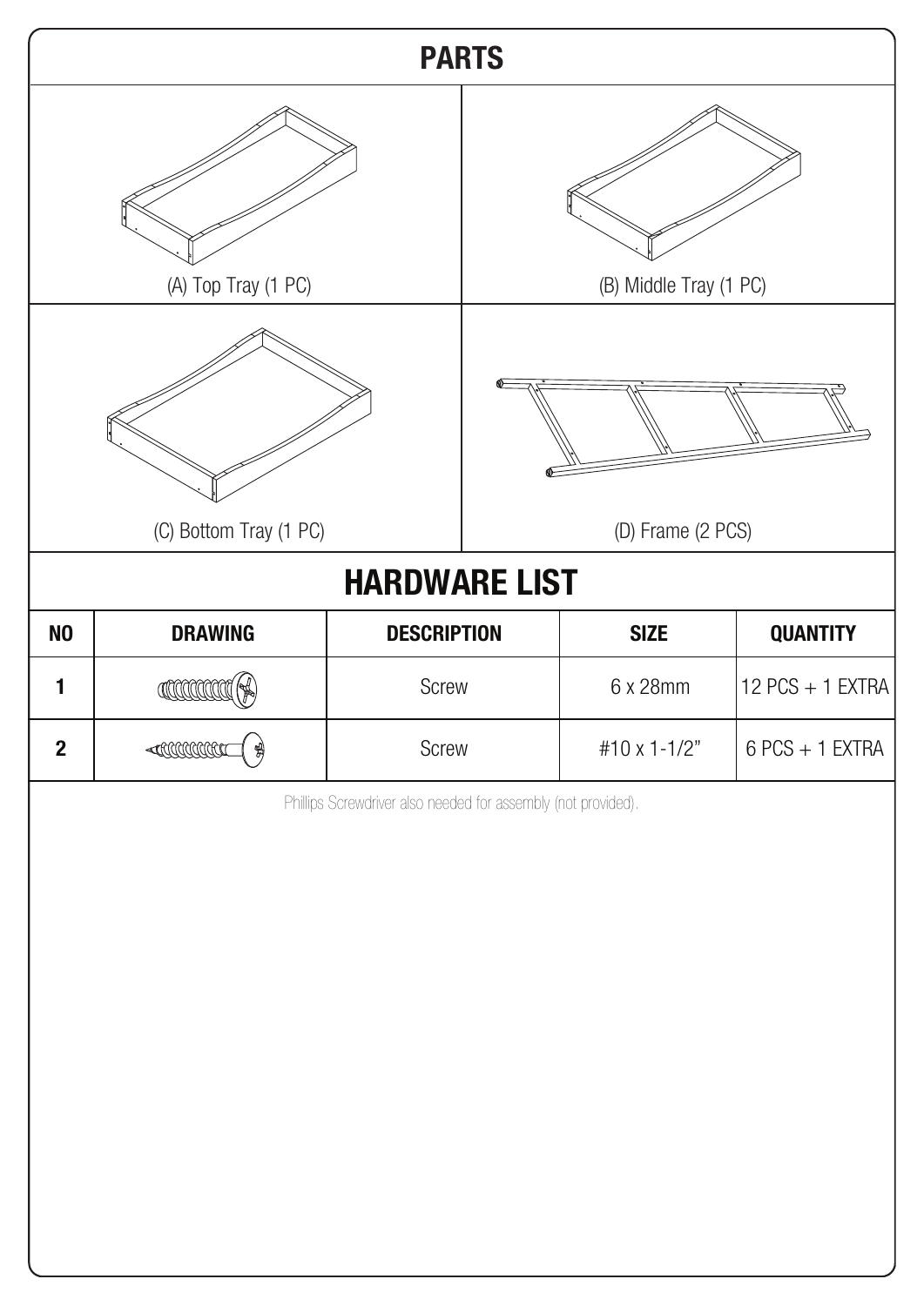## PARTS

(A) Top Tray (1 PC)

(B) Middle Tray (1 PC)

(C) Bottom Tray (1 PC)

(D) Frame (2 PCS)

## HARDWARE LIST

| NO | DRAWING | DESCRIPTION | SIZE | QUANTITY |
|---|---|---|---|---|
| 1 | | Screw | 6 x 28mm | 12 PCS + 1 EXTRA |
| 2 | | Screw | #10 x 1-1/2" | 6 PCS + 1 EXTRA |

Phillips Screwdriver also needed for assembly (not provided).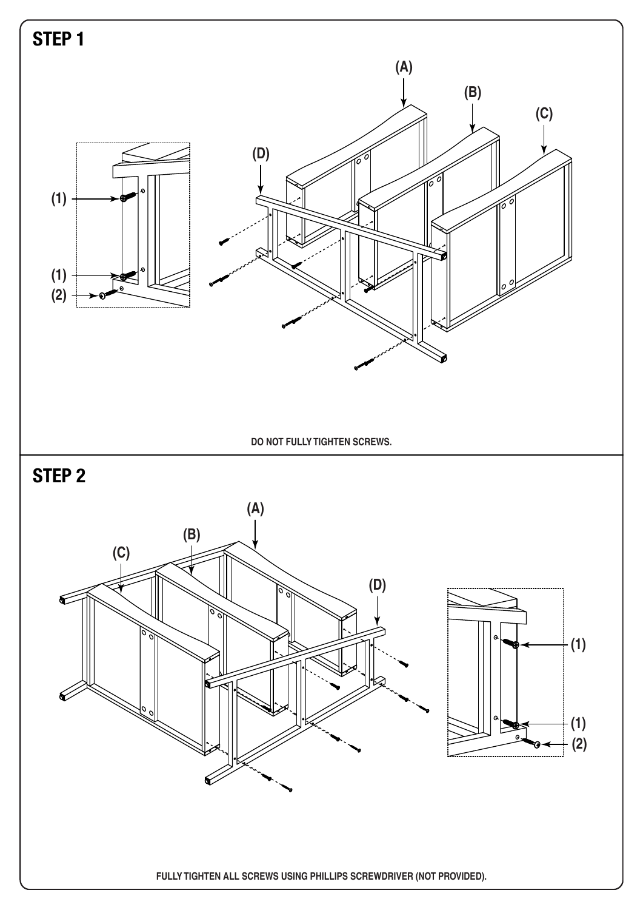## STEP 1

(A)

(B)

(C)

(D)

(1)

(1)

(2)

DO NOT FULLY TIGHTEN SCREWS.

## STEP 2

(A)

(B)

(C)

(D)

(1)

(1)

(2)

FULLY TIGHTEN ALL SCREWS USING PHILLIPS SCREWDRIVER (NOT PROVIDED).